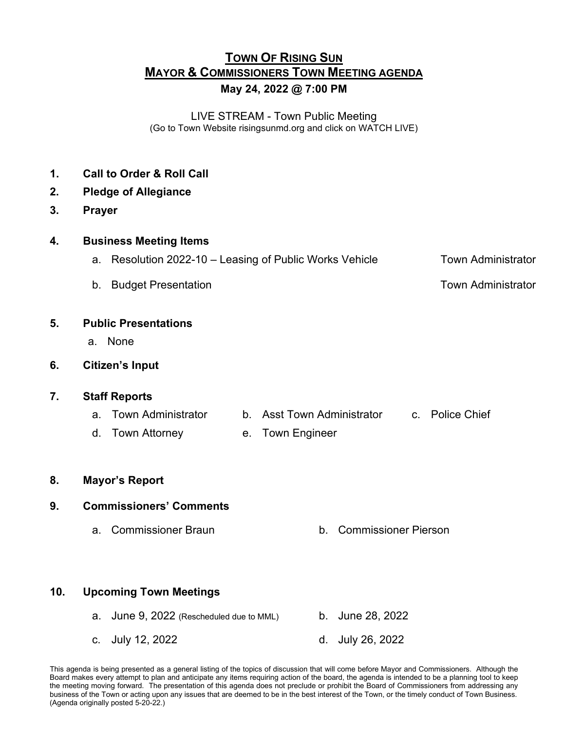# Town Of Rising Sun
## Mayor & Commissioners Town Meeting agenda
**May 24, 2022 @ 7:00 PM**

LIVE STREAM - Town Public Meeting
(Go to Town Website risingsunmd.org and click on WATCH LIVE)

1. **Call to Order & Roll Call**
2. **Pledge of Allegiance**
3. **Prayer**
4. **Business Meeting Items**
   a. Resolution 2022-10 – Leasing of Public Works Vehicle — Town Administrator
   b. Budget Presentation — Town Administrator
5. **Public Presentations**
   a. None
6. **Citizen's Input**
7. **Staff Reports**
   a. Town Administrator
   b. Asst Town Administrator
   c. Police Chief
   d. Town Attorney
   e. Town Engineer
8. **Mayor's Report**
9. **Commissioners' Comments**
   a. Commissioner Braun
   b. Commissioner Pierson
10. **Upcoming Town Meetings**
    a. June 9, 2022 (Rescheduled due to MML)
    b. June 28, 2022
    c. July 12, 2022
    d. July 26, 2022

This agenda is being presented as a general listing of the topics of discussion that will come before Mayor and Commissioners. Although the Board makes every attempt to plan and anticipate any items requiring action of the board, the agenda is intended to be a planning tool to keep the meeting moving forward. The presentation of this agenda does not preclude or prohibit the Board of Commissioners from addressing any business of the Town or acting upon any issues that are deemed to be in the best interest of the Town, or the timely conduct of Town Business. (Agenda originally posted 5-20-22.)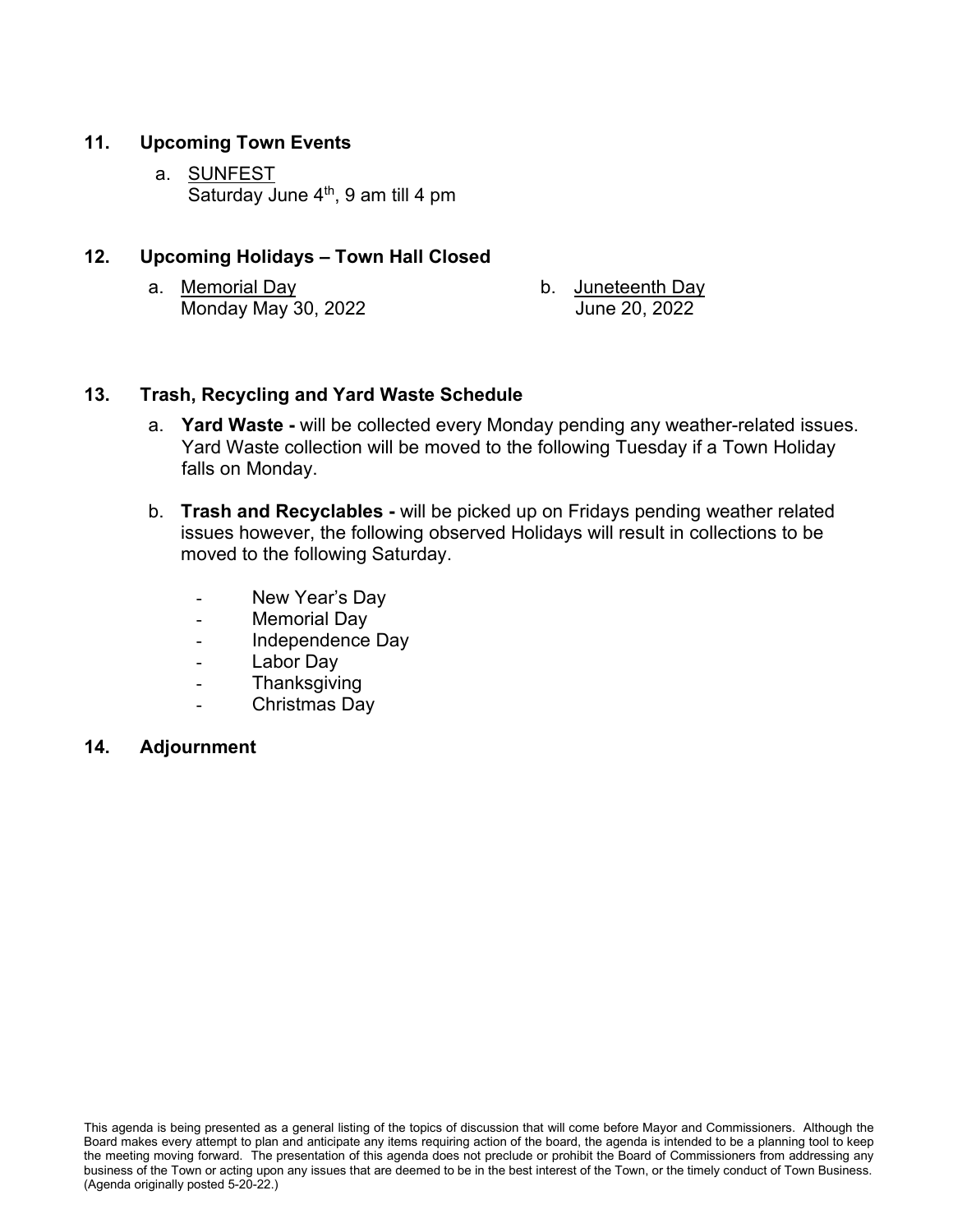## 11. Upcoming Town Events

a. SUNFEST
Saturday June 4th, 9 am till 4 pm

## 12. Upcoming Holidays – Town Hall Closed

a. Memorial Day
Monday May 30, 2022

b. Juneteenth Day
June 20, 2022

## 13. Trash, Recycling and Yard Waste Schedule

a. **Yard Waste -** will be collected every Monday pending any weather-related issues. Yard Waste collection will be moved to the following Tuesday if a Town Holiday falls on Monday.

b. **Trash and Recyclables -** will be picked up on Fridays pending weather related issues however, the following observed Holidays will result in collections to be moved to the following Saturday.

- New Year's Day
- Memorial Day
- Independence Day
- Labor Day
- Thanksgiving
- Christmas Day

## 14. Adjournment

This agenda is being presented as a general listing of the topics of discussion that will come before Mayor and Commissioners. Although the Board makes every attempt to plan and anticipate any items requiring action of the board, the agenda is intended to be a planning tool to keep the meeting moving forward. The presentation of this agenda does not preclude or prohibit the Board of Commissioners from addressing any business of the Town or acting upon any issues that are deemed to be in the best interest of the Town, or the timely conduct of Town Business. (Agenda originally posted 5-20-22.)